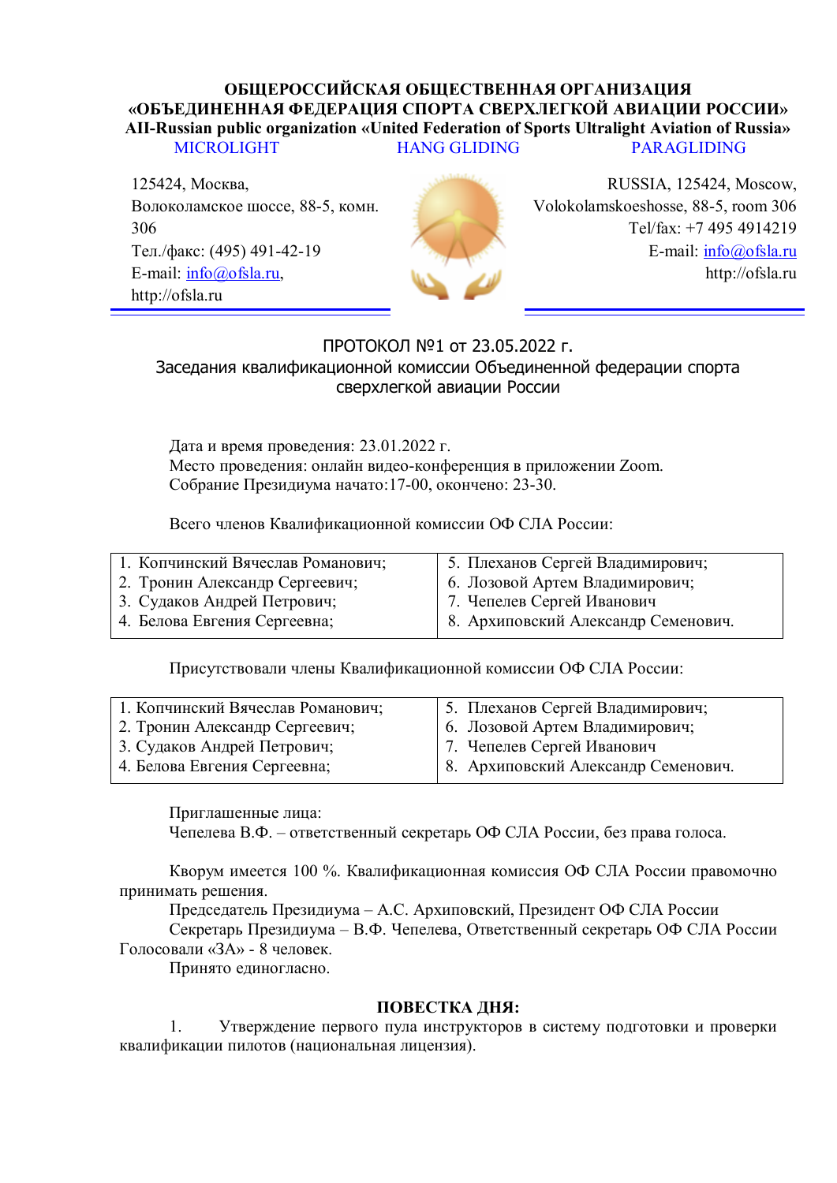**ОБЩЕРОССИЙСКАЯ ОБЩЕСТВЕННАЯ ОРГАНИЗАЦИЯ**
**«ОБЪЕДИНЕННАЯ ФЕДЕРАЦИЯ СПОРТА СВЕРХЛЕГКОЙ АВИАЦИИ РОССИИ»**
**All-Russian public organization «United Federation of Sports Ultralight Aviation of Russia»**

MICROLIGHT HANG GLIDING PARAGLIDING

125424, Москва,
Волоколамское шоссе, 88-5, комн. 306
Тел./факс: (495) 491-42-19
E-mail: info@ofsla.ru,
http://ofsla.ru

RUSSIA, 125424, Moscow,
Volokolamskoeshosse, 88-5, room 306
Tel/fax: +7 495 4914219
E-mail: info@ofsla.ru
http://ofsla.ru

ПРОТОКОЛ №1 от 23.05.2022 г.
Заседания квалификационной комиссии Объединенной федерации спорта сверхлегкой авиации России

Дата и время проведения: 23.01.2022 г.
Место проведения: онлайн видео-конференция в приложении Zoom.
Собрание Президиума начато:17-00, окончено: 23-30.

Всего членов Квалификационной комиссии ОФ СЛА России:

| | |
|---|---|
| 1. Копчинский Вячеслав Романович; | 5. Плеханов Сергей Владимирович; |
| 2. Тронин Александр Сергеевич; | 6. Лозовой Артем Владимирович; |
| 3. Судаков Андрей Петрович; | 7. Чепелев Сергей Иванович |
| 4. Белова Евгения Сергеевна; | 8. Архиповский Александр Семенович. |

Присутствовали члены Квалификационной комиссии ОФ СЛА России:

| | |
|---|---|
| 1. Копчинский Вячеслав Романович; | 5. Плеханов Сергей Владимирович; |
| 2. Тронин Александр Сергеевич; | 6. Лозовой Артем Владимирович; |
| 3. Судаков Андрей Петрович; | 7. Чепелев Сергей Иванович |
| 4. Белова Евгения Сергеевна; | 8. Архиповский Александр Семенович. |

Приглашенные лица:
Чепелева В.Ф. – ответственный секретарь ОФ СЛА России, без права голоса.

Кворум имеется 100 %. Квалификационная комиссия ОФ СЛА России правомочно принимать решения.
Председатель Президиума – А.С. Архиповский, Президент ОФ СЛА России
Секретарь Президиума – В.Ф. Чепелева, Ответственный секретарь ОФ СЛА России
Голосовали «ЗА» - 8 человек.
Принято единогласно.

**ПОВЕСТКА ДНЯ:**

1. Утверждение первого пула инструкторов в систему подготовки и проверки квалификации пилотов (национальная лицензия).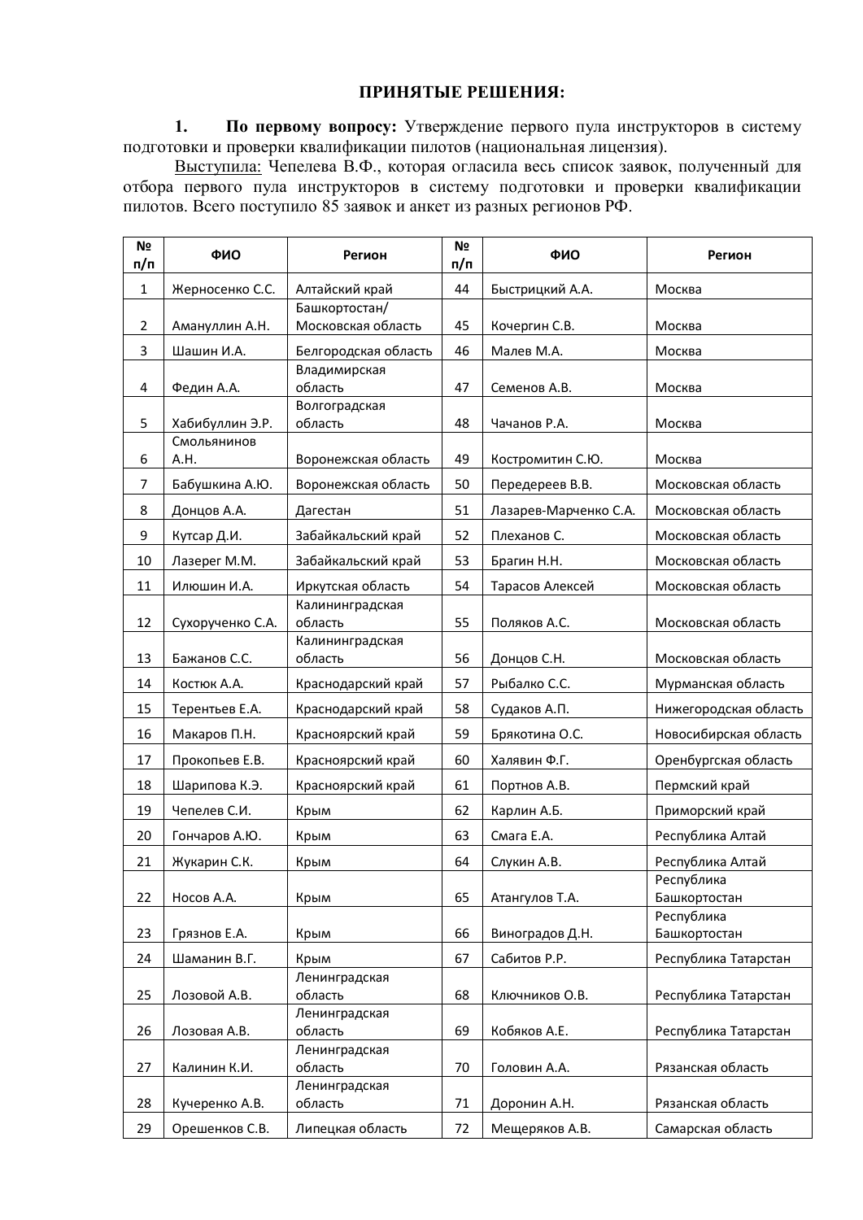## ПРИНЯТЫЕ РЕШЕНИЯ:

1. **По первому вопросу:** Утверждение первого пула инструкторов в систему подготовки и проверки квалификации пилотов (национальная лицензия).

Выступила: Чепелева В.Ф., которая огласила весь список заявок, полученный для отбора первого пула инструкторов в систему подготовки и проверки квалификации пилотов. Всего поступило 85 заявок и анкет из разных регионов РФ.

| № п/п | ФИО | Регион | № п/п | ФИО | Регион |
|---|---|---|---|---|---|
| 1 | Жерносенко С.С. | Алтайский край | 44 | Быстрицкий А.А. | Москва |
| 2 | Амануллин А.Н. | Башкортостан/ Московская область | 45 | Кочергин С.В. | Москва |
| 3 | Шашин И.А. | Белгородская область | 46 | Малев М.А. | Москва |
| 4 | Федин А.А. | Владимирская область | 47 | Семенов А.В. | Москва |
| 5 | Хабибуллин Э.Р. | Волгоградская область | 48 | Чачанов Р.А. | Москва |
| 6 | Смольянинов А.Н. | Воронежская область | 49 | Костромитин С.Ю. | Москва |
| 7 | Бабушкина А.Ю. | Воронежская область | 50 | Передереев В.В. | Московская область |
| 8 | Донцов А.А. | Дагестан | 51 | Лазарев-Марченко С.А. | Московская область |
| 9 | Кутсар Д.И. | Забайкальский край | 52 | Плеханов С. | Московская область |
| 10 | Лазерег М.М. | Забайкальский край | 53 | Брагин Н.Н. | Московская область |
| 11 | Илюшин И.А. | Иркутская область | 54 | Тарасов Алексей | Московская область |
| 12 | Сухорученко С.А. | Калининградская область | 55 | Поляков А.С. | Московская область |
| 13 | Бажанов С.С. | Калининградская область | 56 | Донцов С.Н. | Московская область |
| 14 | Костюк А.А. | Краснодарский край | 57 | Рыбалко С.С. | Мурманская область |
| 15 | Терентьев Е.А. | Краснодарский край | 58 | Судаков А.П. | Нижегородская область |
| 16 | Макаров П.Н. | Красноярский край | 59 | Брякотина О.С. | Новосибирская область |
| 17 | Прокопьев Е.В. | Красноярский край | 60 | Халявин Ф.Г. | Оренбургская область |
| 18 | Шарипова К.Э. | Красноярский край | 61 | Портнов А.В. | Пермский край |
| 19 | Чепелев С.И. | Крым | 62 | Карлин А.Б. | Приморский край |
| 20 | Гончаров А.Ю. | Крым | 63 | Смага Е.А. | Республика Алтай |
| 21 | Жукарин С.К. | Крым | 64 | Слукин А.В. | Республика Алтай |
| 22 | Носов А.А. | Крым | 65 | Атангулов Т.А. | Республика Башкортостан |
| 23 | Грязнов Е.А. | Крым | 66 | Виноградов Д.Н. | Республика Башкортостан |
| 24 | Шаманин В.Г. | Крым | 67 | Сабитов Р.Р. | Республика Татарстан |
| 25 | Лозовой А.В. | Ленинградская область | 68 | Ключников О.В. | Республика Татарстан |
| 26 | Лозовая А.В. | Ленинградская область | 69 | Кобяков А.Е. | Республика Татарстан |
| 27 | Калинин К.И. | Ленинградская область | 70 | Головин А.А. | Рязанская область |
| 28 | Кучеренко А.В. | Ленинградская область | 71 | Доронин А.Н. | Рязанская область |
| 29 | Орешенков С.В. | Липецкая область | 72 | Мещеряков А.В. | Самарская область |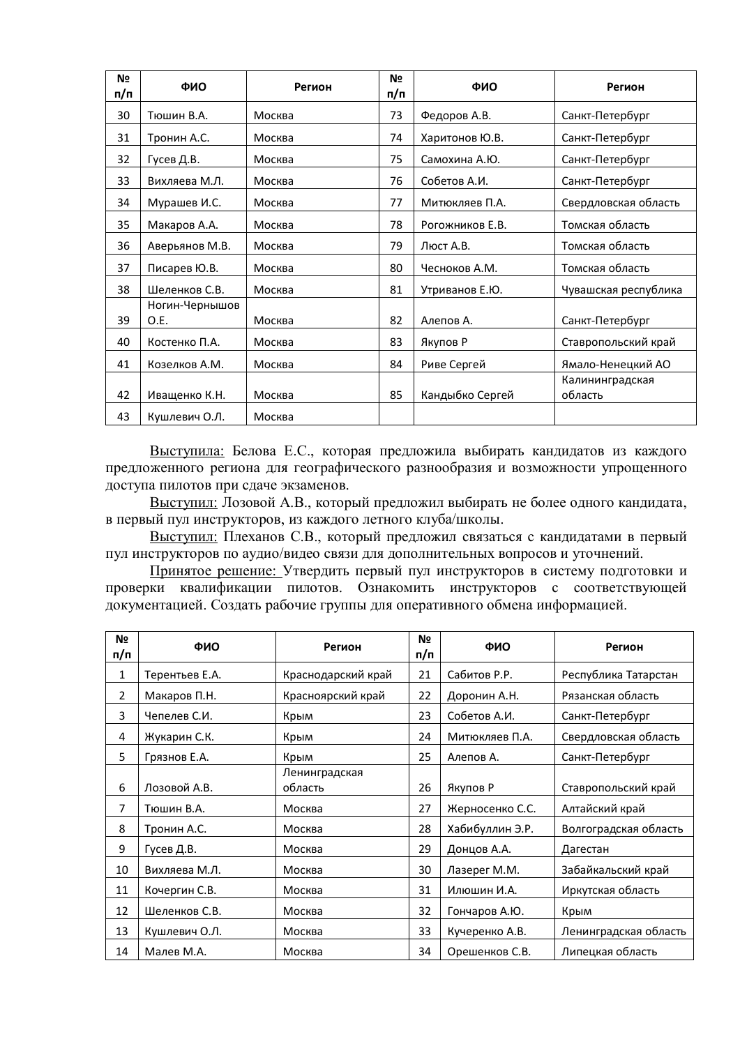| № п/п | ФИО | Регион | № п/п | ФИО | Регион |
|---|---|---|---|---|---|
| 30 | Тюшин В.А. | Москва | 73 | Федоров А.В. | Санкт-Петербург |
| 31 | Тронин А.С. | Москва | 74 | Харитонов Ю.В. | Санкт-Петербург |
| 32 | Гусев Д.В. | Москва | 75 | Самохина А.Ю. | Санкт-Петербург |
| 33 | Вихляева М.Л. | Москва | 76 | Собетов А.И. | Санкт-Петербург |
| 34 | Мурашев И.С. | Москва | 77 | Митюкляев П.А. | Свердловская область |
| 35 | Макаров А.А. | Москва | 78 | Рогожников Е.В. | Томская область |
| 36 | Аверьянов М.В. | Москва | 79 | Люст А.В. | Томская область |
| 37 | Писарев Ю.В. | Москва | 80 | Чесноков А.М. | Томская область |
| 38 | Шеленков С.В. | Москва | 81 | Утриванов Е.Ю. | Чувашская республика |
| 39 | Ногин-Чернышов О.Е. | Москва | 82 | Алепов А. | Санкт-Петербург |
| 40 | Костенко П.А. | Москва | 83 | Якупов Р | Ставропольский край |
| 41 | Козелков А.М. | Москва | 84 | Риве Сергей | Ямало-Ненецкий АО |
| 42 | Ивашенко К.Н. | Москва | 85 | Кандыбко Сергей | Калининградская область |
| 43 | Кушлевич О.Л. | Москва | | | |

Выступила: Белова Е.С., которая предложила выбирать кандидатов из каждого предложенного региона для географического разнообразия и возможности упрощенного доступа пилотов при сдаче экзаменов.

Выступил: Лозовой А.В., который предложил выбирать не более одного кандидата, в первый пул инструкторов, из каждого летного клуба/школы.

Выступил: Плеханов С.В., который предложил связаться с кандидатами в первый пул инструкторов по аудио/видео связи для дополнительных вопросов и уточнений.

Принятое решение: Утвердить первый пул инструкторов в систему подготовки и проверки квалификации пилотов. Ознакомить инструкторов с соответствующей документацией. Создать рабочие группы для оперативного обмена информацией.

| № п/п | ФИО | Регион | № п/п | ФИО | Регион |
|---|---|---|---|---|---|
| 1 | Терентьев Е.А. | Краснодарский край | 21 | Сабитов Р.Р. | Республика Татарстан |
| 2 | Макаров П.Н. | Красноярский край | 22 | Доронин А.Н. | Рязанская область |
| 3 | Чепелев С.И. | Крым | 23 | Собетов А.И. | Санкт-Петербург |
| 4 | Жукарин С.К. | Крым | 24 | Митюкляев П.А. | Свердловская область |
| 5 | Грязнов Е.А. | Крым | 25 | Алепов А. | Санкт-Петербург |
| 6 | Лозовой А.В. | Ленинградская область | 26 | Якупов Р | Ставропольский край |
| 7 | Тюшин В.А. | Москва | 27 | Жерносенко С.С. | Алтайский край |
| 8 | Тронин А.С. | Москва | 28 | Хабибуллин Э.Р. | Волгоградская область |
| 9 | Гусев Д.В. | Москва | 29 | Донцов А.А. | Дагестан |
| 10 | Вихляева М.Л. | Москва | 30 | Лазерег М.М. | Забайкальский край |
| 11 | Кочергин С.В. | Москва | 31 | Илюшин И.А. | Иркутская область |
| 12 | Шеленков С.В. | Москва | 32 | Гончаров А.Ю. | Крым |
| 13 | Кушлевич О.Л. | Москва | 33 | Кучеренко А.В. | Ленинградская область |
| 14 | Малев М.А. | Москва | 34 | Орешенков С.В. | Липецкая область |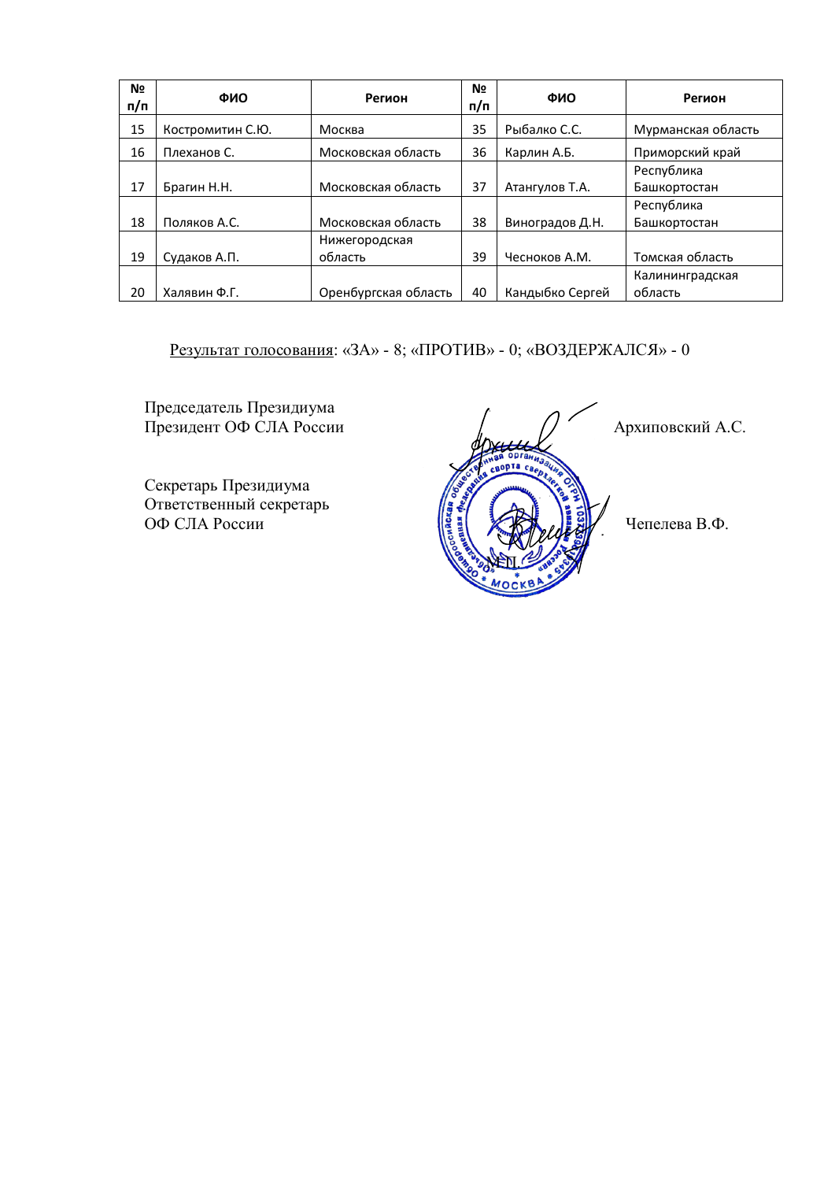| № п/п | ФИО | Регион | № п/п | ФИО | Регион |
|---|---|---|---|---|---|
| 15 | Костромитин С.Ю. | Москва | 35 | Рыбалко С.С. | Мурманская область |
| 16 | Плеханов С. | Московская область | 36 | Карлин А.Б. | Приморский край |
| 17 | Брагин Н.Н. | Московская область | 37 | Атангулов Т.А. | Республика Башкортостан |
| 18 | Поляков А.С. | Московская область | 38 | Виноградов Д.Н. | Республика Башкортостан |
| 19 | Судаков А.П. | Нижегородская область | 39 | Чесноков А.М. | Томская область |
| 20 | Халявин Ф.Г. | Оренбургская область | 40 | Кандыбко Сергей | Калининградская область |

Результат голосования: «ЗА» - 8; «ПРОТИВ» - 0; «ВОЗДЕРЖАЛСЯ» - 0

Председатель Президиума
Президент ОФ СЛА России — Архиповский А.С.

Секретарь Президиума
Ответственный секретарь
ОФ СЛА России — Чепелева В.Ф.

М.П.